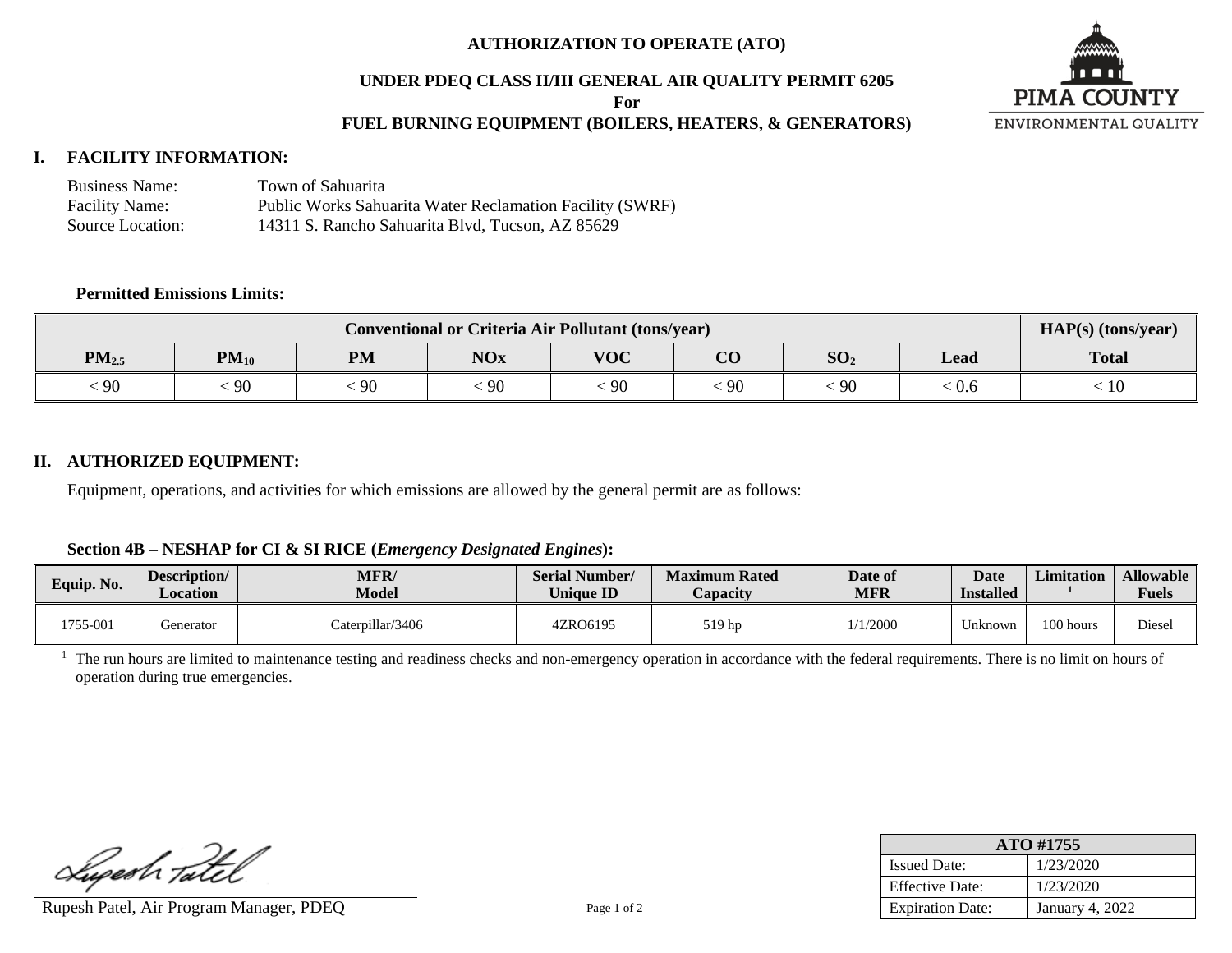# AUTHORIZATION TO OPERATE (ATO)

## UNDER PDEQ CLASS II/III GENERAL AIR QUALITY PERMIT 6205

**For**

## FUEL BURNING EQUIPMENT (BOILERS, HEATERS, & GENERATORS)

PIMA COUNTY
ENVIRONMENTAL QUALITY

## I. FACILITY INFORMATION:

Business Name: Town of Sahuarita
Facility Name: Public Works Sahuarita Water Reclamation Facility (SWRF)
Source Location: 14311 S. Rancho Sahuarita Blvd, Tucson, AZ 85629

**Permitted Emissions Limits:**

| Conventional or Criteria Air Pollutant (tons/year) | | | | | | | | HAP(s) (tons/year) |
|---|---|---|---|---|---|---|---|---|
| $PM_{2.5}$ | $PM_{10}$ | PM | NOx | VOC | CO | $SO_2$ | Lead | Total |
| < 90 | < 90 | < 90 | < 90 | < 90 | < 90 | < 90 | < 0.6 | < 10 |

## II. AUTHORIZED EQUIPMENT:

Equipment, operations, and activities for which emissions are allowed by the general permit are as follows:

**Section 4B – NESHAP for CI & SI RICE (*Emergency Designated Engines*):**

| Equip. No. | Description/ Location | MFR/ Model | Serial Number/ Unique ID | Maximum Rated Capacity | Date of MFR | Date Installed | Limitation [1] | Allowable Fuels |
|---|---|---|---|---|---|---|---|---|
| 1755-001 | Generator | Caterpillar/3406 | 4ZRO6195 | 519 hp | 1/1/2000 | Unknown | 100 hours | Diesel |

[1] The run hours are limited to maintenance testing and readiness checks and non-emergency operation in accordance with the federal requirements. There is no limit on hours of operation during true emergencies.

Rupesh Patel, Air Program Manager, PDEQ

| ATO #1755 | |
|---|---|
| Issued Date: | 1/23/2020 |
| Effective Date: | 1/23/2020 |
| Expiration Date: | January 4, 2022 |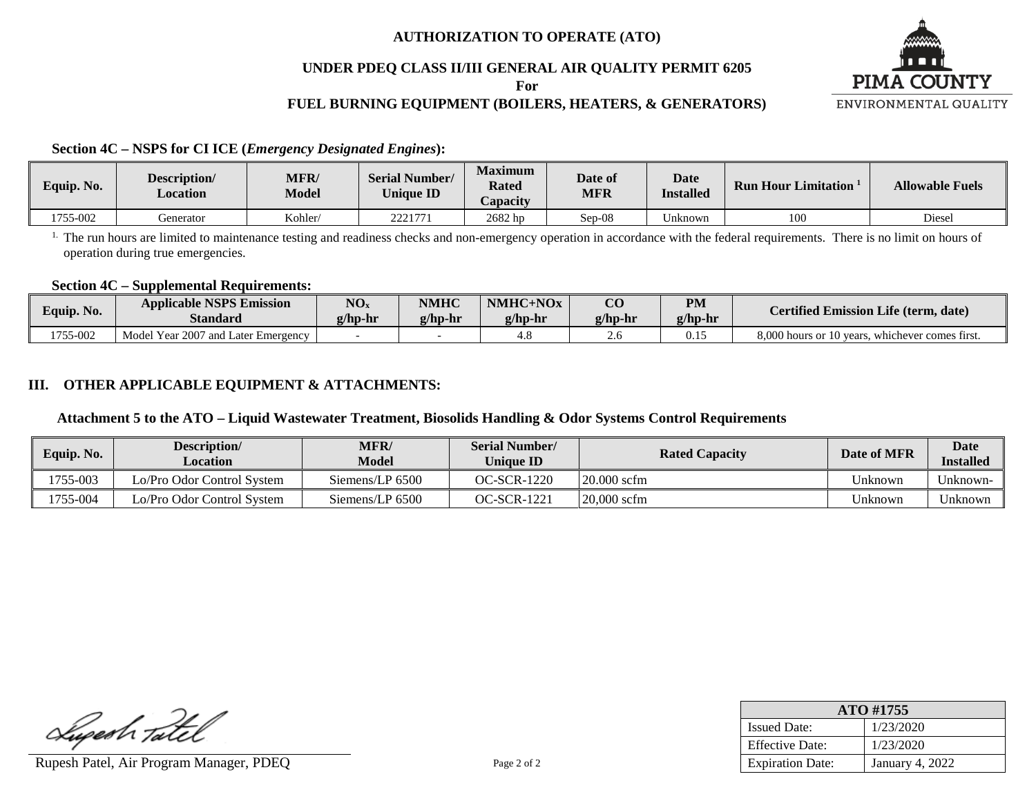**AUTHORIZATION TO OPERATE (ATO)**

**UNDER PDEQ CLASS II/III GENERAL AIR QUALITY PERMIT 6205**

**For**

**FUEL BURNING EQUIPMENT (BOILERS, HEATERS, & GENERATORS)**

PIMA COUNTY
ENVIRONMENTAL QUALITY

### Section 4C – NSPS for CI ICE (*Emergency Designated Engines*):

| Equip. No. | Description/ Location | MFR/ Model | Serial Number/ Unique ID | Maximum Rated Capacity | Date of MFR | Date Installed | Run Hour Limitation [1] | Allowable Fuels |
|---|---|---|---|---|---|---|---|---|
| 1755-002 | Generator | Kohler/ | 2221771 | 2682 hp | Sep-08 | Unknown | 100 | Diesel |

[1] The run hours are limited to maintenance testing and readiness checks and non-emergency operation in accordance with the federal requirements. There is no limit on hours of operation during true emergencies.

### Section 4C – Supplemental Requirements:

| Equip. No. | Applicable NSPS Emission Standard | $NO_x$ g/hp-hr | NMHC g/hp-hr | NMHC+NOx g/hp-hr | CO g/hp-hr | PM g/hp-hr | Certified Emission Life (term, date) |
|---|---|---|---|---|---|---|---|
| 1755-002 | Model Year 2007 and Later Emergency | - | - | 4.8 | 2.6 | 0.15 | 8,000 hours or 10 years, whichever comes first. |

## III. OTHER APPLICABLE EQUIPMENT & ATTACHMENTS:

### Attachment 5 to the ATO – Liquid Wastewater Treatment, Biosolids Handling & Odor Systems Control Requirements

| Equip. No. | Description/ Location | MFR/ Model | Serial Number/ Unique ID | Rated Capacity | Date of MFR | Date Installed |
|---|---|---|---|---|---|---|
| 1755-003 | Lo/Pro Odor Control System | Siemens/LP 6500 | OC-SCR-1220 | 20.000 scfm | Unknown | Unknown- |
| 1755-004 | Lo/Pro Odor Control System | Siemens/LP 6500 | OC-SCR-1221 | 20,000 scfm | Unknown | Unknown |

Rupesh Patel, Air Program Manager, PDEQ

| ATO #1755 | |
|---|---|
| Issued Date: | 1/23/2020 |
| Effective Date: | 1/23/2020 |
| Expiration Date: | January 4, 2022 |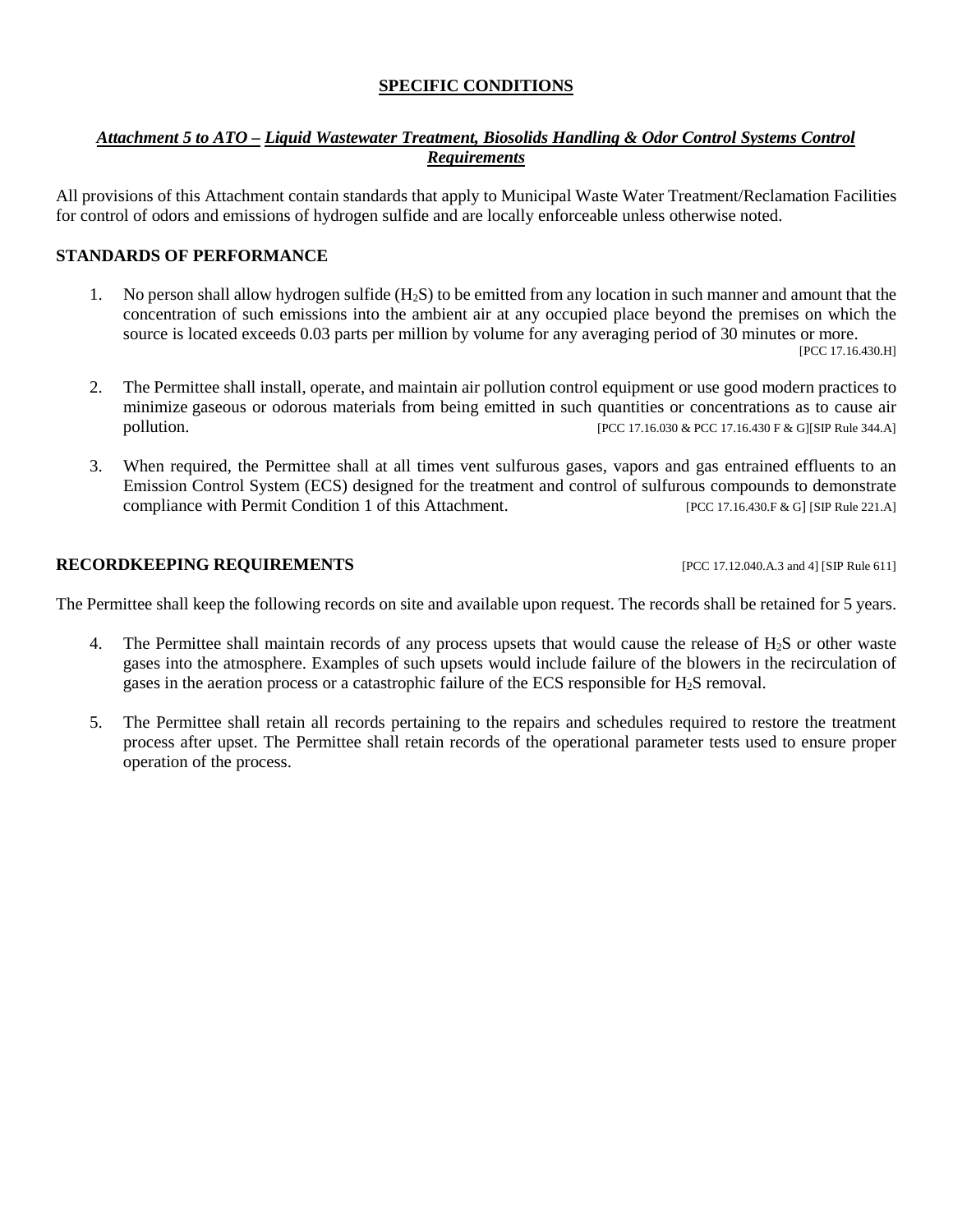## SPECIFIC CONDITIONS

### ***Attachment 5 to ATO – Liquid Wastewater Treatment, Biosolids Handling & Odor Control Systems Control Requirements***

All provisions of this Attachment contain standards that apply to Municipal Waste Water Treatment/Reclamation Facilities for control of odors and emissions of hydrogen sulfide and are locally enforceable unless otherwise noted.

### STANDARDS OF PERFORMANCE

1. No person shall allow hydrogen sulfide ($H_2S$) to be emitted from any location in such manner and amount that the concentration of such emissions into the ambient air at any occupied place beyond the premises on which the source is located exceeds 0.03 parts per million by volume for any averaging period of 30 minutes or more. [PCC 17.16.430.H]

2. The Permittee shall install, operate, and maintain air pollution control equipment or use good modern practices to minimize gaseous or odorous materials from being emitted in such quantities or concentrations as to cause air pollution. [PCC 17.16.030 & PCC 17.16.430 F & G][SIP Rule 344.A]

3. When required, the Permittee shall at all times vent sulfurous gases, vapors and gas entrained effluents to an Emission Control System (ECS) designed for the treatment and control of sulfurous compounds to demonstrate compliance with Permit Condition 1 of this Attachment. [PCC 17.16.430.F & G] [SIP Rule 221.A]

### RECORDKEEPING REQUIREMENTS [PCC 17.12.040.A.3 and 4] [SIP Rule 611]

The Permittee shall keep the following records on site and available upon request. The records shall be retained for 5 years.

4. The Permittee shall maintain records of any process upsets that would cause the release of $H_2S$ or other waste gases into the atmosphere. Examples of such upsets would include failure of the blowers in the recirculation of gases in the aeration process or a catastrophic failure of the ECS responsible for $H_2S$ removal.

5. The Permittee shall retain all records pertaining to the repairs and schedules required to restore the treatment process after upset. The Permittee shall retain records of the operational parameter tests used to ensure proper operation of the process.